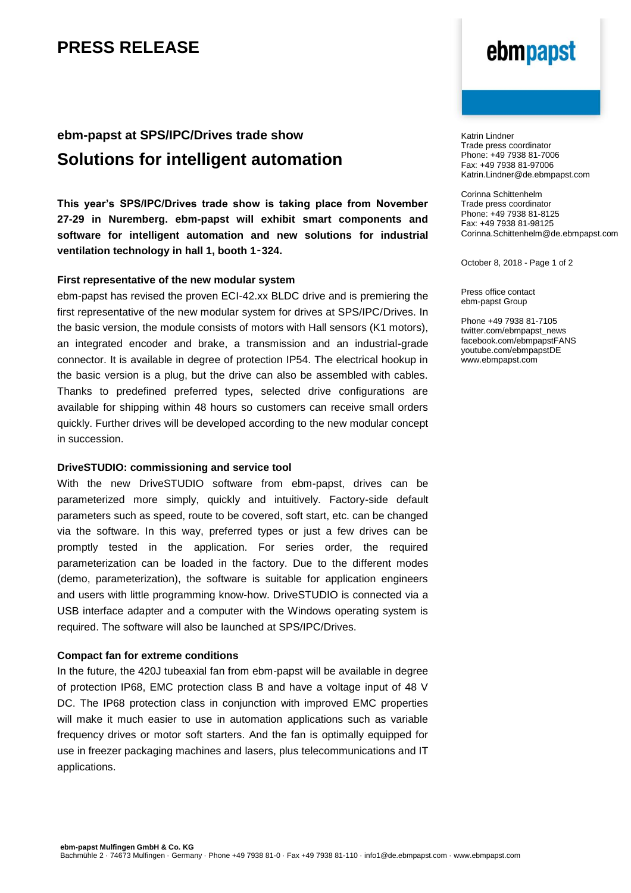# PRESS RELEASE

ebmpapst

Katrin Lindner
Trade press coordinator
Phone: +49 7938 81-7006
Fax: +49 7938 81-97006
Katrin.Lindner@de.ebmpapst.com

Corinna Schittenhelm
Trade press coordinator
Phone: +49 7938 81-8125
Fax: +49 7938 81-98125
Corinna.Schittenhelm@de.ebmpapst.com

October 8, 2018

Press office contact
ebm-papst Group

Phone +49 7938 81-7105
twitter.com/ebmpapst_news
facebook.com/ebmpapstFANS
youtube.com/ebmpapstDE
www.ebmpapst.com

### ebm-papst at SPS/IPC/Drives trade show

## Solutions for intelligent automation

**This year's SPS/IPC/Drives trade show is taking place from November 27-29 in Nuremberg. ebm-papst will exhibit smart components and software for intelligent automation and new solutions for industrial ventilation technology in hall 1, booth 1-324.**

**First representative of the new modular system**

ebm-papst has revised the proven ECI-42.xx BLDC drive and is premiering the first representative of the new modular system for drives at SPS/IPC/Drives. In the basic version, the module consists of motors with Hall sensors (K1 motors), an integrated encoder and brake, a transmission and an industrial-grade connector. It is available in degree of protection IP54. The electrical hookup in the basic version is a plug, but the drive can also be assembled with cables. Thanks to predefined preferred types, selected drive configurations are available for shipping within 48 hours so customers can receive small orders quickly. Further drives will be developed according to the new modular concept in succession.

**DriveSTUDIO: commissioning and service tool**

With the new DriveSTUDIO software from ebm-papst, drives can be parameterized more simply, quickly and intuitively. Factory-side default parameters such as speed, route to be covered, soft start, etc. can be changed via the software. In this way, preferred types or just a few drives can be promptly tested in the application. For series order, the required parameterization can be loaded in the factory. Due to the different modes (demo, parameterization), the software is suitable for application engineers and users with little programming know-how. DriveSTUDIO is connected via a USB interface adapter and a computer with the Windows operating system is required. The software will also be launched at SPS/IPC/Drives.

**Compact fan for extreme conditions**

In the future, the 420J tubeaxial fan from ebm-papst will be available in degree of protection IP68, EMC protection class B and have a voltage input of 48 V DC. The IP68 protection class in conjunction with improved EMC properties will make it much easier to use in automation applications such as variable frequency drives or motor soft starters. And the fan is optimally equipped for use in freezer packaging machines and lasers, plus telecommunications and IT applications.

**ebm-papst Mulfingen GmbH & Co. KG**
Bachmühle 2 · 74673 Mulfingen · Germany · Phone +49 7938 81-0 · Fax +49 7938 81-110 · info1@de.ebmpapst.com · www.ebmpapst.com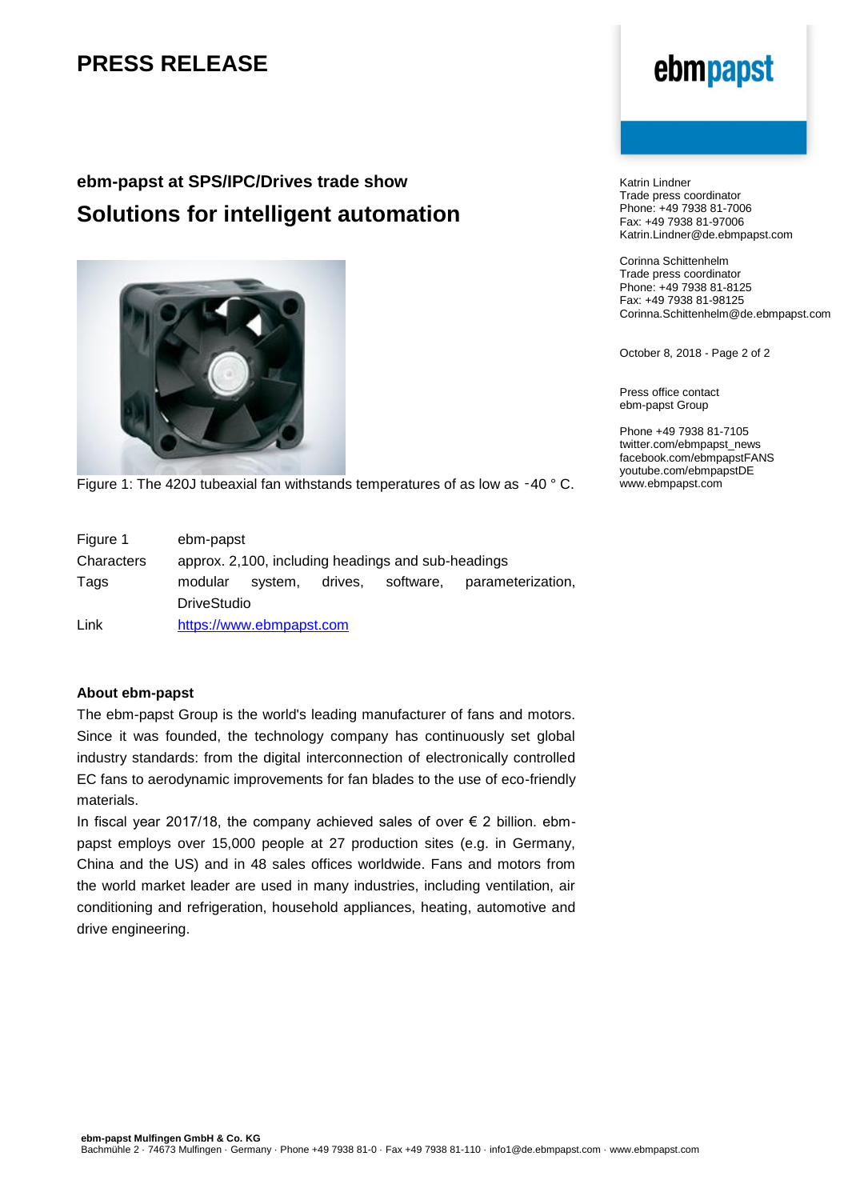# PRESS RELEASE

## ebm-papst at SPS/IPC/Drives trade show

# Solutions for intelligent automation

Figure 1: The 420J tubeaxial fan withstands temperatures of as low as -40 ° C.

| | |
|---|---|
| Figure 1 | ebm-papst |
| Characters | approx. 2,100, including headings and sub-headings |
| Tags | modular system, drives, software, parameterization, DriveStudio |
| Link | https://www.ebmpapst.com |

**About ebm-papst**

The ebm-papst Group is the world's leading manufacturer of fans and motors. Since it was founded, the technology company has continuously set global industry standards: from the digital interconnection of electronically controlled EC fans to aerodynamic improvements for fan blades to the use of eco-friendly materials.

In fiscal year 2017/18, the company achieved sales of over € 2 billion. ebm-papst employs over 15,000 people at 27 production sites (e.g. in Germany, China and the US) and in 48 sales offices worldwide. Fans and motors from the world market leader are used in many industries, including ventilation, air conditioning and refrigeration, household appliances, heating, automotive and drive engineering.

Katrin Lindner
Trade press coordinator
Phone: +49 7938 81-7006
Fax: +49 7938 81-97006
Katrin.Lindner@de.ebmpapst.com

Corinna Schittenhelm
Trade press coordinator
Phone: +49 7938 81-8125
Fax: +49 7938 81-98125
Corinna.Schittenhelm@de.ebmpapst.com

October 8, 2018

Press office contact
ebm-papst Group

Phone +49 7938 81-7105
twitter.com/ebmpapst_news
facebook.com/ebmpapstFANS
youtube.com/ebmpapstDE
www.ebmpapst.com

**ebm-papst Mulfingen GmbH & Co. KG**
Bachmühle 2 · 74673 Mulfingen · Germany · Phone +49 7938 81-0 · Fax +49 7938 81-110 · info1@de.ebmpapst.com · www.ebmpapst.com